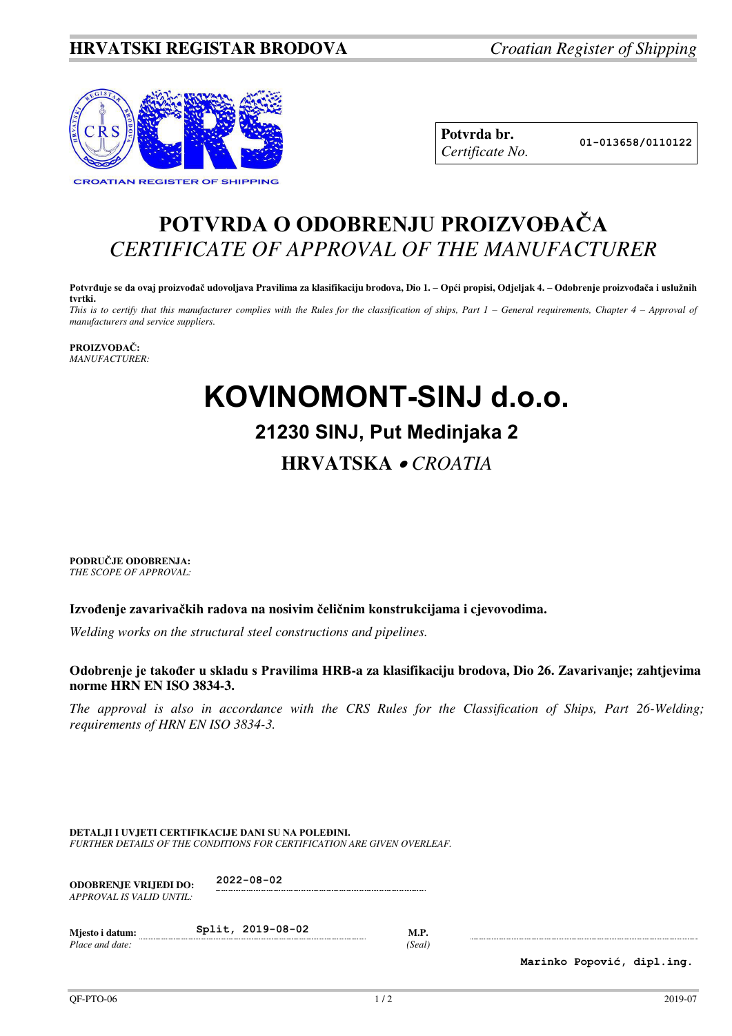**HRVATSKI REGISTAR BRODOVA** *Croatian Register of Shipping*

CROATIAN REGISTER OF SHIPPING

| **Potvrda br.** *Certificate No.* | 01-013658/0110122 |
|---|---|

# POTVRDA O ODOBRENJU PROIZVOĐAČA
# *CERTIFICATE OF APPROVAL OF THE MANUFACTURER*

**Potvrđuje se da ovaj proizvođač udovoljava Pravilima za klasifikaciju brodova, Dio 1. – Opći propisi, Odjeljak 4. – Odobrenje proizvođača i uslužnih tvrtki.**
*This is to certify that this manufacturer complies with the Rules for the classification of ships, Part 1 – General requirements, Chapter 4 – Approval of manufacturers and service suppliers.*

**PROIZVOĐAČ:**
*MANUFACTURER:*

# KOVINOMONT-SINJ d.o.o.

## 21230 SINJ, Put Medinjaka 2

## HRVATSKA • *CROATIA*

**PODRUČJE ODOBRENJA:**
*THE SCOPE OF APPROVAL:*

**Izvođenje zavarivačkih radova na nosivim čeličnim konstrukcijama i cjevovodima.**

*Welding works on the structural steel constructions and pipelines.*

**Odobrenje je također u skladu s Pravilima HRB-a za klasifikaciju brodova, Dio 26. Zavarivanje; zahtjevima norme HRN EN ISO 3834-3.**

*The approval is also in accordance with the CRS Rules for the Classification of Ships, Part 26-Welding; requirements of HRN EN ISO 3834-3.*

**DETALJI I UVJETI CERTIFIKACIJE DANI SU NA POLEĐINI.**
*FURTHER DETAILS OF THE CONDITIONS FOR CERTIFICATION ARE GIVEN OVERLEAF.*

**ODOBRENJE VRIJEDI DO:** 2022-08-02
*APPROVAL IS VALID UNTIL:*

**Mjesto i datum:** Split, 2019-08-02
*Place and date:*

**M.P.**
*(Seal)*

Marinko Popović, dipl.ing.

QF-PTO-06 2019-07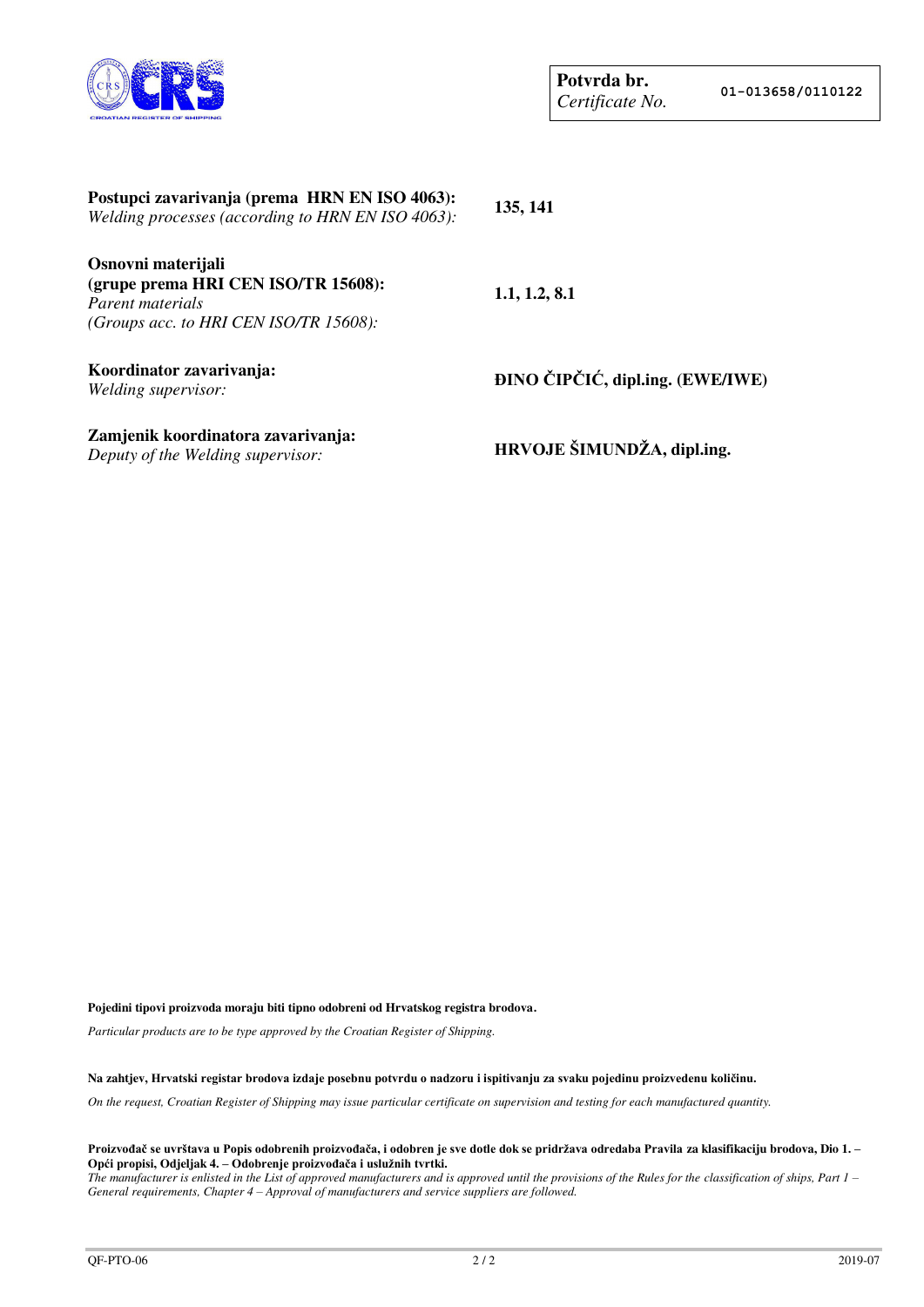**Potvrda br.** 
*Certificate No.* 01-013658/0110122

| | |
|---|---|
| **Postupci zavarivanja (prema HRN EN ISO 4063):** *Welding processes (according to HRN EN ISO 4063):* | **135, 141** |
| **Osnovni materijali (grupe prema HRI CEN ISO/TR 15608):** *Parent materials (Groups acc. to HRI CEN ISO/TR 15608):* | **1.1, 1.2, 8.1** |
| **Koordinator zavarivanja:** *Welding supervisor:* | **ĐINO ČIPČIĆ, dipl.ing. (EWE/IWE)** |
| **Zamjenik koordinatora zavarivanja:** *Deputy of the Welding supervisor:* | **HRVOJE ŠIMUNDŽA, dipl.ing.** |

**Pojedini tipovi proizvoda moraju biti tipno odobreni od Hrvatskog registra brodova.**

*Particular products are to be type approved by the Croatian Register of Shipping.*

**Na zahtjev, Hrvatski registar brodova izdaje posebnu potvrdu o nadzoru i ispitivanju za svaku pojedinu proizvedenu količinu.**

*On the request, Croatian Register of Shipping may issue particular certificate on supervision and testing for each manufactured quantity.*

**Proizvođač se uvrštava u Popis odobrenih proizvođača, i odobren je sve dotle dok se pridržava odredaba Pravila za klasifikaciju brodova, Dio 1. – Opći propisi, Odjeljak 4. – Odobrenje proizvođača i uslužnih tvrtki.**
*The manufacturer is enlisted in the List of approved manufacturers and is approved until the provisions of the Rules for the classification of ships, Part 1 – General requirements, Chapter 4 – Approval of manufacturers and service suppliers are followed.*

QF-PTO-06 2019-07